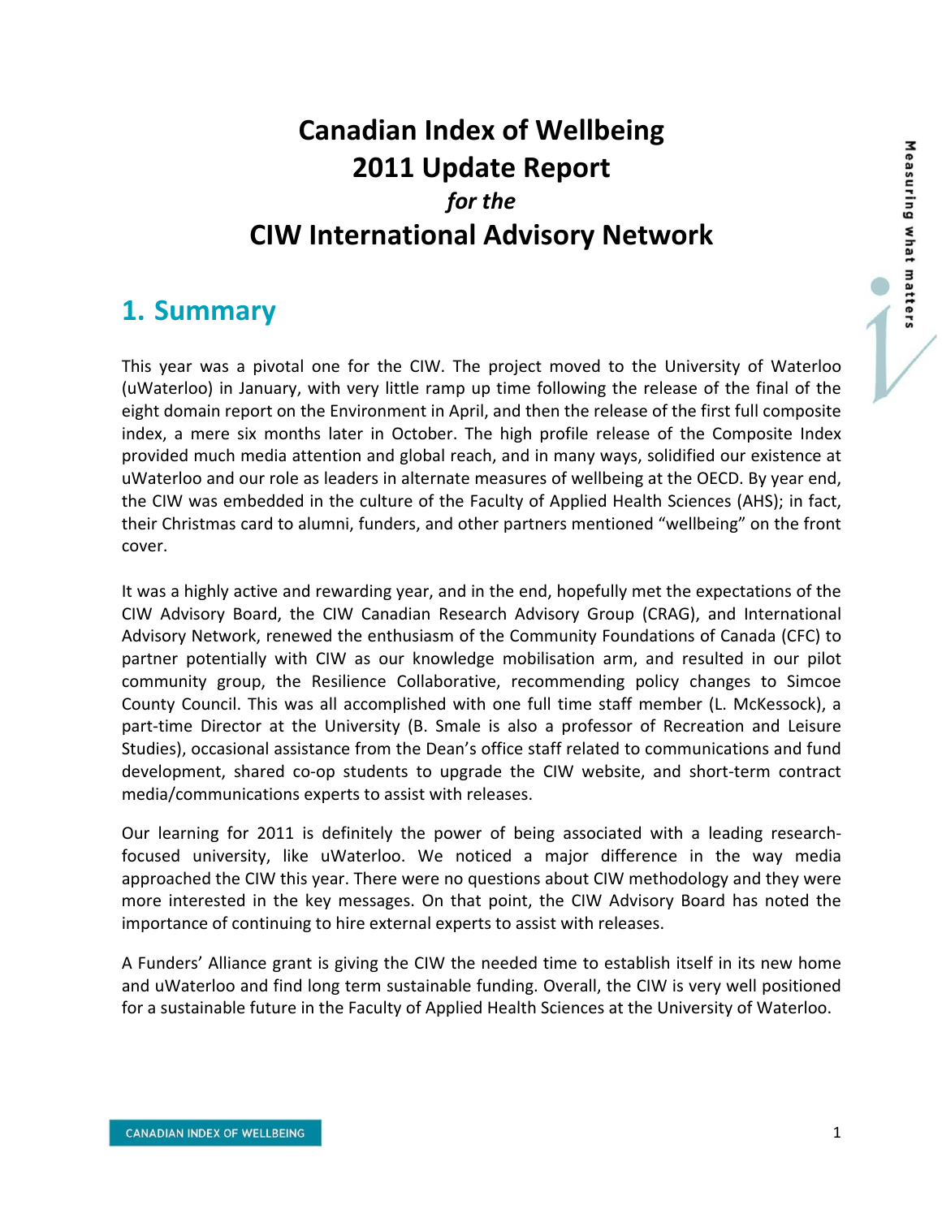# Canadian Index of Wellbeing 2011 Update Report *for the* CIW International Advisory Network

## 1. Summary

This year was a pivotal one for the CIW. The project moved to the University of Waterloo (uWaterloo) in January, with very little ramp up time following the release of the final of the eight domain report on the Environment in April, and then the release of the first full composite index, a mere six months later in October. The high profile release of the Composite Index provided much media attention and global reach, and in many ways, solidified our existence at uWaterloo and our role as leaders in alternate measures of wellbeing at the OECD. By year end, the CIW was embedded in the culture of the Faculty of Applied Health Sciences (AHS); in fact, their Christmas card to alumni, funders, and other partners mentioned "wellbeing" on the front cover.

It was a highly active and rewarding year, and in the end, hopefully met the expectations of the CIW Advisory Board, the CIW Canadian Research Advisory Group (CRAG), and International Advisory Network, renewed the enthusiasm of the Community Foundations of Canada (CFC) to partner potentially with CIW as our knowledge mobilisation arm, and resulted in our pilot community group, the Resilience Collaborative, recommending policy changes to Simcoe County Council. This was all accomplished with one full time staff member (L. McKessock), a part-time Director at the University (B. Smale is also a professor of Recreation and Leisure Studies), occasional assistance from the Dean's office staff related to communications and fund development, shared co-op students to upgrade the CIW website, and short-term contract media/communications experts to assist with releases.

Our learning for 2011 is definitely the power of being associated with a leading research-focused university, like uWaterloo. We noticed a major difference in the way media approached the CIW this year. There were no questions about CIW methodology and they were more interested in the key messages. On that point, the CIW Advisory Board has noted the importance of continuing to hire external experts to assist with releases.

A Funders' Alliance grant is giving the CIW the needed time to establish itself in its new home and uWaterloo and find long term sustainable funding. Overall, the CIW is very well positioned for a sustainable future in the Faculty of Applied Health Sciences at the University of Waterloo.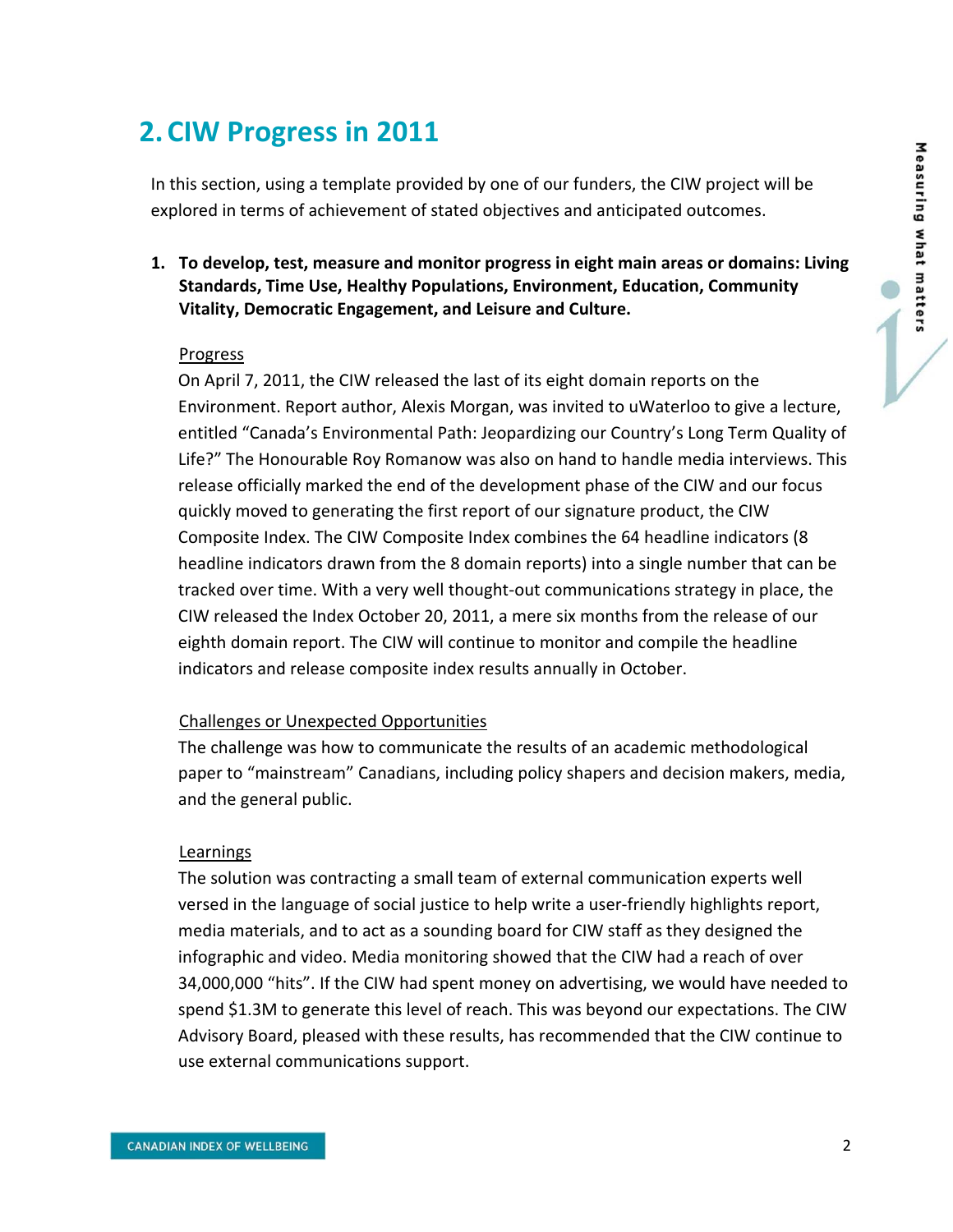## 2. CIW Progress in 2011

In this section, using a template provided by one of our funders, the CIW project will be explored in terms of achievement of stated objectives and anticipated outcomes.

1. **To develop, test, measure and monitor progress in eight main areas or domains: Living Standards, Time Use, Healthy Populations, Environment, Education, Community Vitality, Democratic Engagement, and Leisure and Culture.**

   Progress

   On April 7, 2011, the CIW released the last of its eight domain reports on the Environment. Report author, Alexis Morgan, was invited to uWaterloo to give a lecture, entitled "Canada's Environmental Path: Jeopardizing our Country's Long Term Quality of Life?" The Honourable Roy Romanow was also on hand to handle media interviews. This release officially marked the end of the development phase of the CIW and our focus quickly moved to generating the first report of our signature product, the CIW Composite Index. The CIW Composite Index combines the 64 headline indicators (8 headline indicators drawn from the 8 domain reports) into a single number that can be tracked over time. With a very well thought-out communications strategy in place, the CIW released the Index October 20, 2011, a mere six months from the release of our eighth domain report. The CIW will continue to monitor and compile the headline indicators and release composite index results annually in October.

   Challenges or Unexpected Opportunities

   The challenge was how to communicate the results of an academic methodological paper to "mainstream" Canadians, including policy shapers and decision makers, media, and the general public.

   Learnings

   The solution was contracting a small team of external communication experts well versed in the language of social justice to help write a user-friendly highlights report, media materials, and to act as a sounding board for CIW staff as they designed the infographic and video. Media monitoring showed that the CIW had a reach of over 34,000,000 "hits". If the CIW had spent money on advertising, we would have needed to spend $1.3M to generate this level of reach. This was beyond our expectations. The CIW Advisory Board, pleased with these results, has recommended that the CIW continue to use external communications support.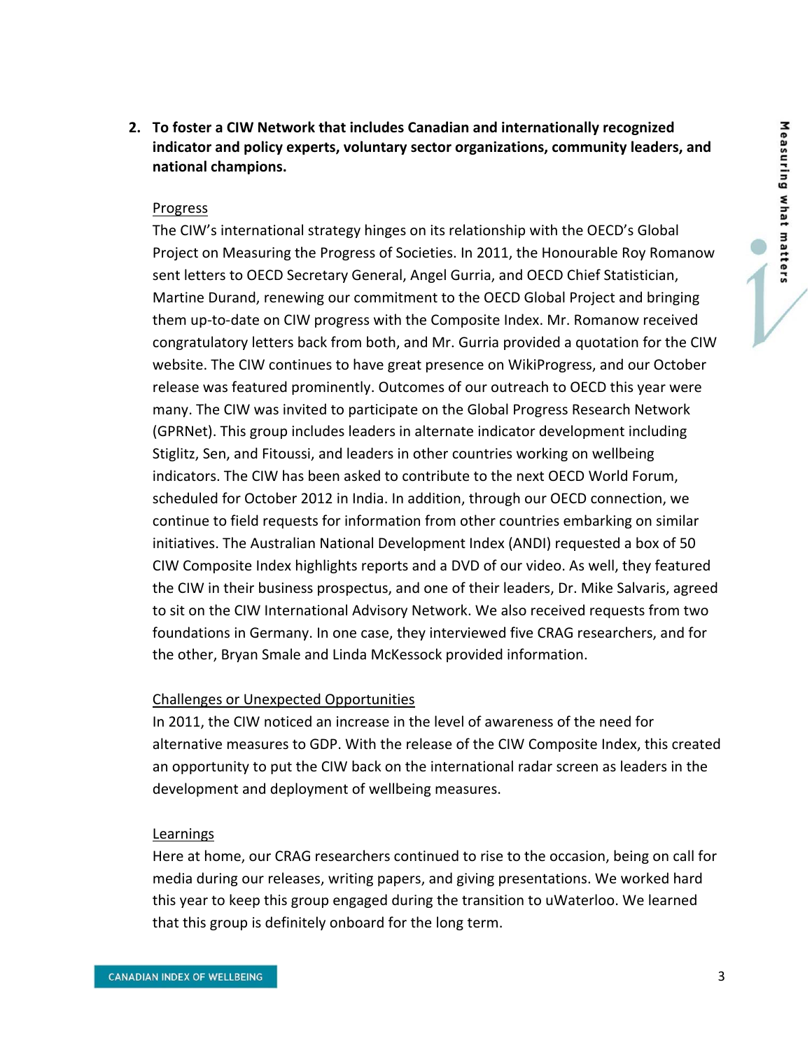2. **To foster a CIW Network that includes Canadian and internationally recognized indicator and policy experts, voluntary sector organizations, community leaders, and national champions.**

   Progress

   The CIW's international strategy hinges on its relationship with the OECD's Global Project on Measuring the Progress of Societies. In 2011, the Honourable Roy Romanow sent letters to OECD Secretary General, Angel Gurria, and OECD Chief Statistician, Martine Durand, renewing our commitment to the OECD Global Project and bringing them up-to-date on CIW progress with the Composite Index. Mr. Romanow received congratulatory letters back from both, and Mr. Gurria provided a quotation for the CIW website. The CIW continues to have great presence on WikiProgress, and our October release was featured prominently. Outcomes of our outreach to OECD this year were many. The CIW was invited to participate on the Global Progress Research Network (GPRNet). This group includes leaders in alternate indicator development including Stiglitz, Sen, and Fitoussi, and leaders in other countries working on wellbeing indicators. The CIW has been asked to contribute to the next OECD World Forum, scheduled for October 2012 in India. In addition, through our OECD connection, we continue to field requests for information from other countries embarking on similar initiatives. The Australian National Development Index (ANDI) requested a box of 50 CIW Composite Index highlights reports and a DVD of our video. As well, they featured the CIW in their business prospectus, and one of their leaders, Dr. Mike Salvaris, agreed to sit on the CIW International Advisory Network. We also received requests from two foundations in Germany. In one case, they interviewed five CRAG researchers, and for the other, Bryan Smale and Linda McKessock provided information.

   Challenges or Unexpected Opportunities

   In 2011, the CIW noticed an increase in the level of awareness of the need for alternative measures to GDP. With the release of the CIW Composite Index, this created an opportunity to put the CIW back on the international radar screen as leaders in the development and deployment of wellbeing measures.

   Learnings

   Here at home, our CRAG researchers continued to rise to the occasion, being on call for media during our releases, writing papers, and giving presentations. We worked hard this year to keep this group engaged during the transition to uWaterloo. We learned that this group is definitely onboard for the long term.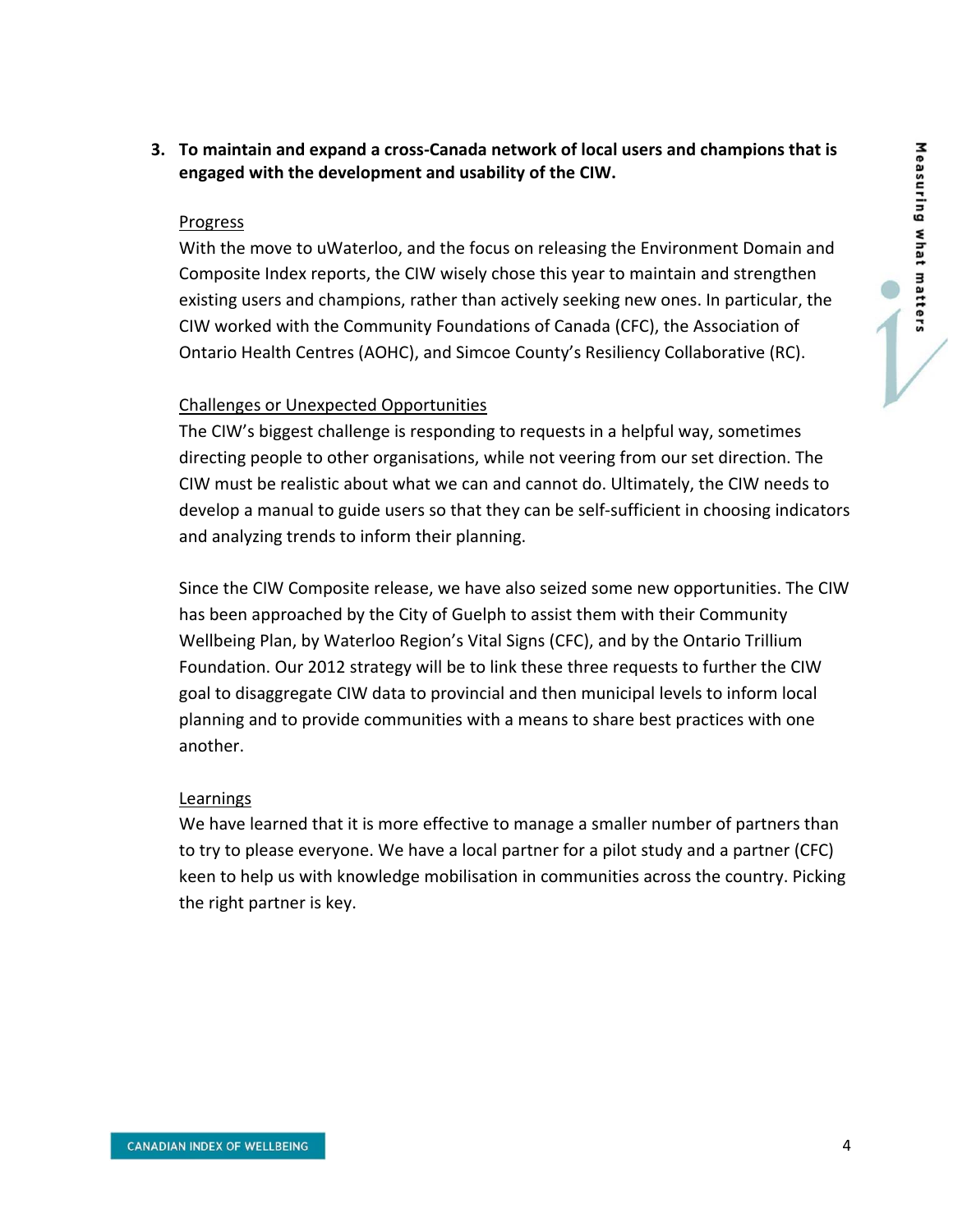**3. To maintain and expand a cross-Canada network of local users and champions that is engaged with the development and usability of the CIW.**

Progress

With the move to uWaterloo, and the focus on releasing the Environment Domain and Composite Index reports, the CIW wisely chose this year to maintain and strengthen existing users and champions, rather than actively seeking new ones. In particular, the CIW worked with the Community Foundations of Canada (CFC), the Association of Ontario Health Centres (AOHC), and Simcoe County's Resiliency Collaborative (RC).

Challenges or Unexpected Opportunities

The CIW's biggest challenge is responding to requests in a helpful way, sometimes directing people to other organisations, while not veering from our set direction. The CIW must be realistic about what we can and cannot do. Ultimately, the CIW needs to develop a manual to guide users so that they can be self-sufficient in choosing indicators and analyzing trends to inform their planning.

Since the CIW Composite release, we have also seized some new opportunities. The CIW has been approached by the City of Guelph to assist them with their Community Wellbeing Plan, by Waterloo Region's Vital Signs (CFC), and by the Ontario Trillium Foundation. Our 2012 strategy will be to link these three requests to further the CIW goal to disaggregate CIW data to provincial and then municipal levels to inform local planning and to provide communities with a means to share best practices with one another.

Learnings

We have learned that it is more effective to manage a smaller number of partners than to try to please everyone. We have a local partner for a pilot study and a partner (CFC) keen to help us with knowledge mobilisation in communities across the country. Picking the right partner is key.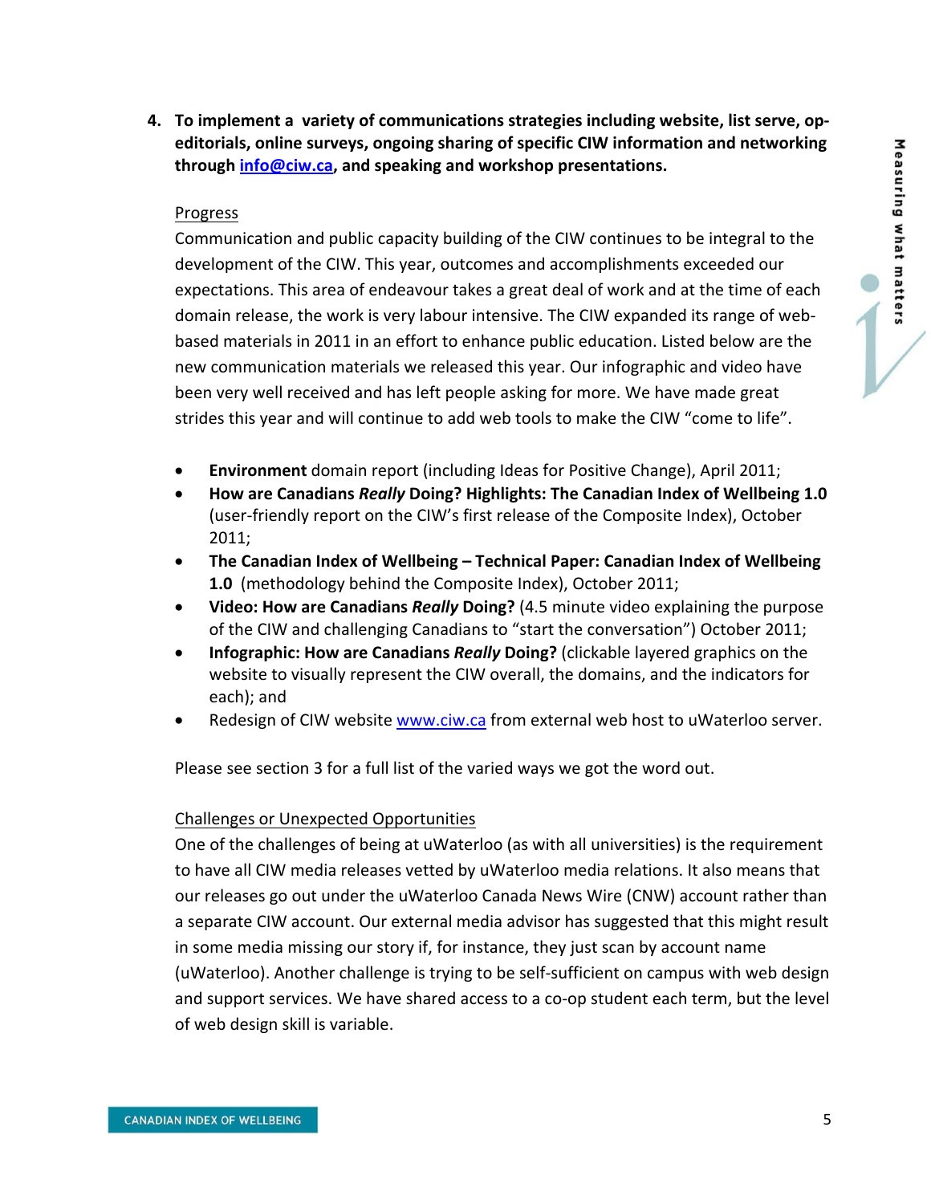4. **To implement a variety of communications strategies including website, list serve, op-editorials, online surveys, ongoing sharing of specific CIW information and networking through [info@ciw.ca](mailto:info@ciw.ca), and speaking and workshop presentations.**

<u>Progress</u>

Communication and public capacity building of the CIW continues to be integral to the development of the CIW. This year, outcomes and accomplishments exceeded our expectations. This area of endeavour takes a great deal of work and at the time of each domain release, the work is very labour intensive. The CIW expanded its range of web-based materials in 2011 in an effort to enhance public education. Listed below are the new communication materials we released this year. Our infographic and video have been very well received and has left people asking for more. We have made great strides this year and will continue to add web tools to make the CIW "come to life".

- **Environment** domain report (including Ideas for Positive Change), April 2011;
- **How are Canadians *Really* Doing? Highlights: The Canadian Index of Wellbeing 1.0** (user-friendly report on the CIW's first release of the Composite Index), October 2011;
- **The Canadian Index of Wellbeing – Technical Paper: Canadian Index of Wellbeing 1.0** (methodology behind the Composite Index), October 2011;
- **Video: How are Canadians *Really* Doing?** (4.5 minute video explaining the purpose of the CIW and challenging Canadians to "start the conversation") October 2011;
- **Infographic: How are Canadians *Really* Doing?** (clickable layered graphics on the website to visually represent the CIW overall, the domains, and the indicators for each); and
- Redesign of CIW website [www.ciw.ca](http://www.ciw.ca) from external web host to uWaterloo server.

Please see section 3 for a full list of the varied ways we got the word out.

<u>Challenges or Unexpected Opportunities</u>

One of the challenges of being at uWaterloo (as with all universities) is the requirement to have all CIW media releases vetted by uWaterloo media relations. It also means that our releases go out under the uWaterloo Canada News Wire (CNW) account rather than a separate CIW account. Our external media advisor has suggested that this might result in some media missing our story if, for instance, they just scan by account name (uWaterloo). Another challenge is trying to be self-sufficient on campus with web design and support services. We have shared access to a co-op student each term, but the level of web design skill is variable.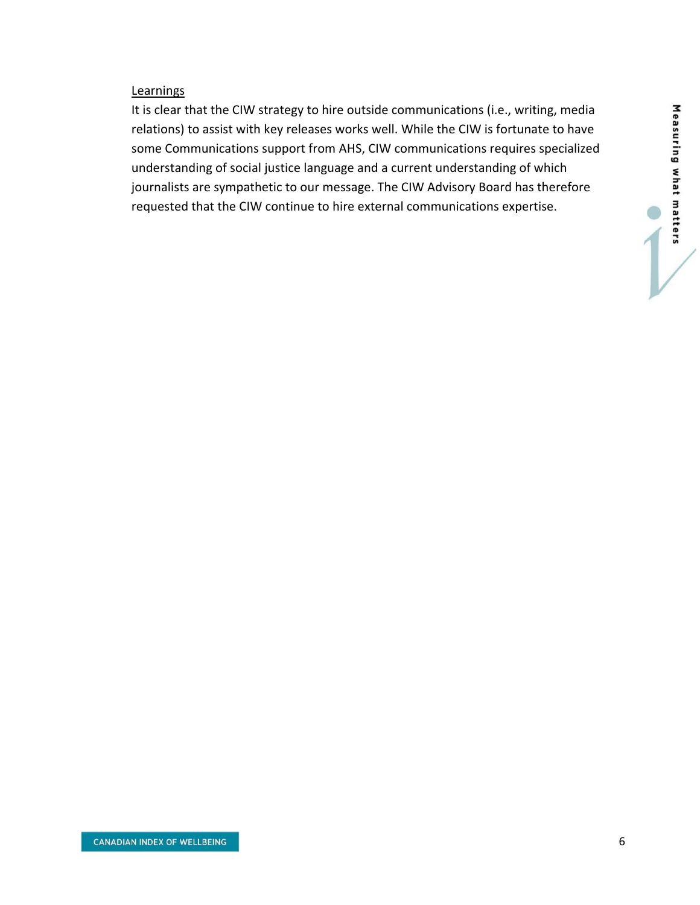Learnings

It is clear that the CIW strategy to hire outside communications (i.e., writing, media relations) to assist with key releases works well. While the CIW is fortunate to have some Communications support from AHS, CIW communications requires specialized understanding of social justice language and a current understanding of which journalists are sympathetic to our message. The CIW Advisory Board has therefore requested that the CIW continue to hire external communications expertise.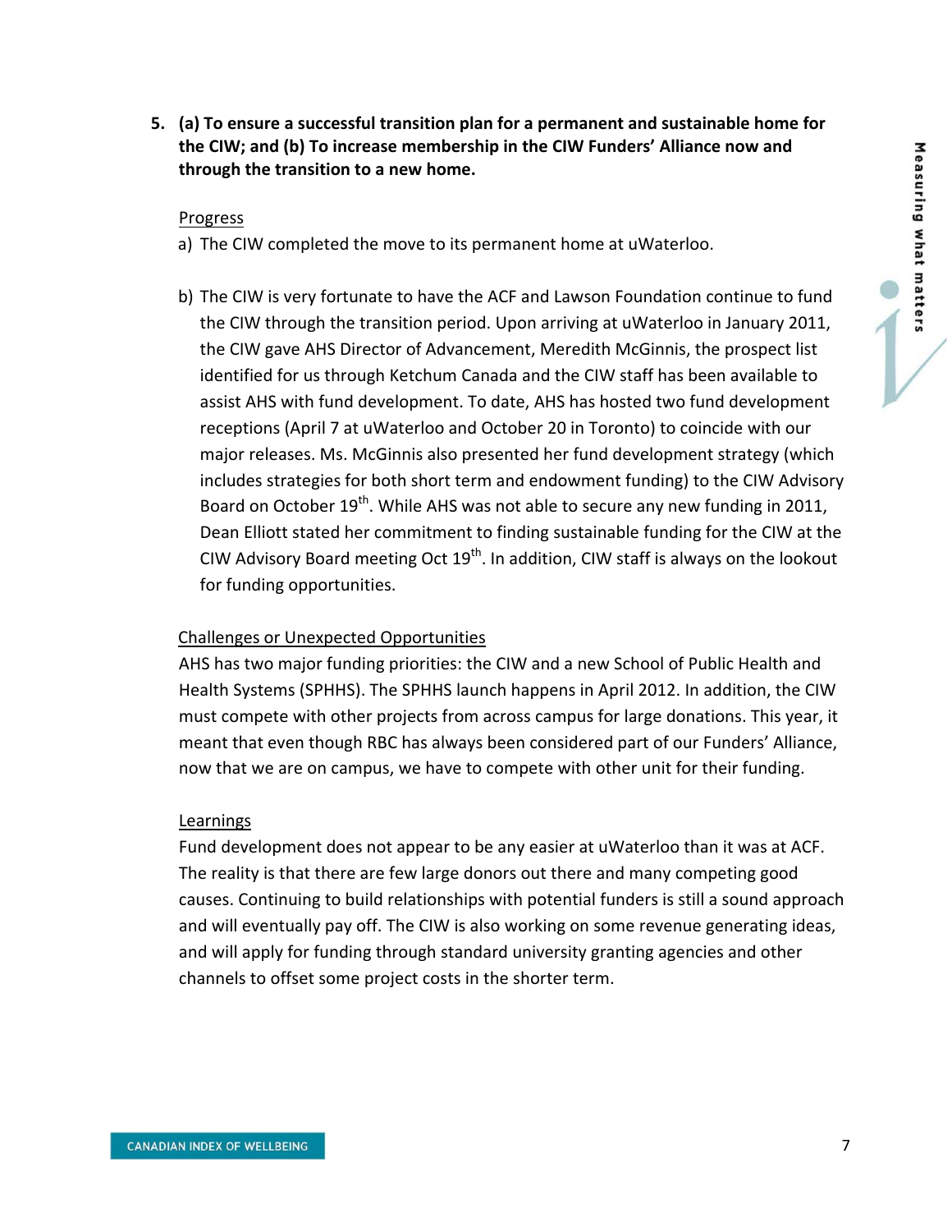5. **(a) To ensure a successful transition plan for a permanent and sustainable home for the CIW; and (b) To increase membership in the CIW Funders' Alliance now and through the transition to a new home.**

<u>Progress</u>

a) The CIW completed the move to its permanent home at uWaterloo.

b) The CIW is very fortunate to have the ACF and Lawson Foundation continue to fund the CIW through the transition period. Upon arriving at uWaterloo in January 2011, the CIW gave AHS Director of Advancement, Meredith McGinnis, the prospect list identified for us through Ketchum Canada and the CIW staff has been available to assist AHS with fund development. To date, AHS has hosted two fund development receptions (April 7 at uWaterloo and October 20 in Toronto) to coincide with our major releases. Ms. McGinnis also presented her fund development strategy (which includes strategies for both short term and endowment funding) to the CIW Advisory Board on October 19th. While AHS was not able to secure any new funding in 2011, Dean Elliott stated her commitment to finding sustainable funding for the CIW at the CIW Advisory Board meeting Oct 19th. In addition, CIW staff is always on the lookout for funding opportunities.

<u>Challenges or Unexpected Opportunities</u>

AHS has two major funding priorities: the CIW and a new School of Public Health and Health Systems (SPHHS). The SPHHS launch happens in April 2012. In addition, the CIW must compete with other projects from across campus for large donations. This year, it meant that even though RBC has always been considered part of our Funders' Alliance, now that we are on campus, we have to compete with other unit for their funding.

<u>Learnings</u>

Fund development does not appear to be any easier at uWaterloo than it was at ACF. The reality is that there are few large donors out there and many competing good causes. Continuing to build relationships with potential funders is still a sound approach and will eventually pay off. The CIW is also working on some revenue generating ideas, and will apply for funding through standard university granting agencies and other channels to offset some project costs in the shorter term.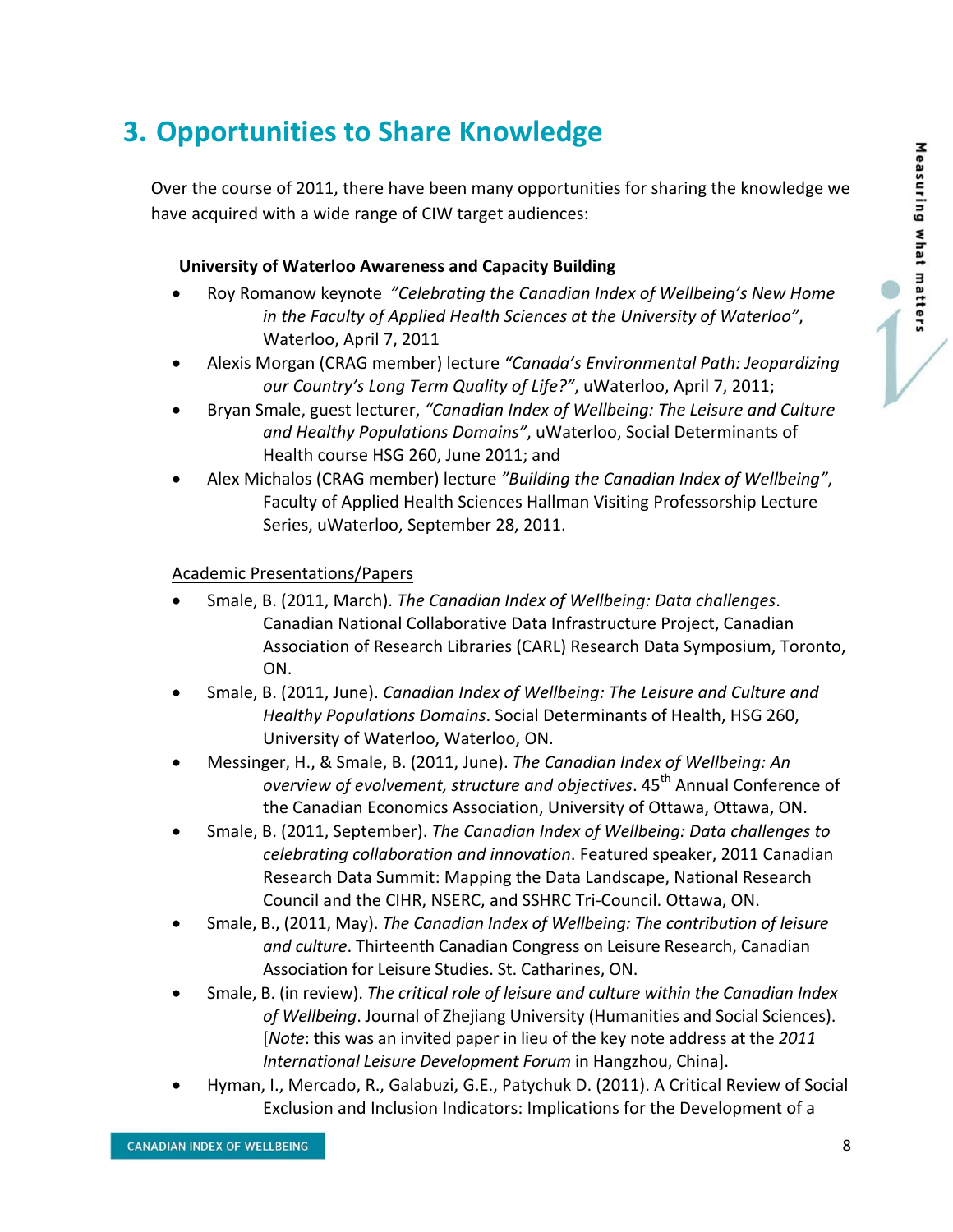## 3. Opportunities to Share Knowledge

Over the course of 2011, there have been many opportunities for sharing the knowledge we have acquired with a wide range of CIW target audiences:

**University of Waterloo Awareness and Capacity Building**

- Roy Romanow keynote *"Celebrating the Canadian Index of Wellbeing's New Home in the Faculty of Applied Health Sciences at the University of Waterloo"*, Waterloo, April 7, 2011
- Alexis Morgan (CRAG member) lecture *"Canada's Environmental Path: Jeopardizing our Country's Long Term Quality of Life?"*, uWaterloo, April 7, 2011;
- Bryan Smale, guest lecturer, *"Canadian Index of Wellbeing: The Leisure and Culture and Healthy Populations Domains"*, uWaterloo, Social Determinants of Health course HSG 260, June 2011; and
- Alex Michalos (CRAG member) lecture *"Building the Canadian Index of Wellbeing"*, Faculty of Applied Health Sciences Hallman Visiting Professorship Lecture Series, uWaterloo, September 28, 2011.

<u>Academic Presentations/Papers</u>

- Smale, B. (2011, March). *The Canadian Index of Wellbeing: Data challenges*. Canadian National Collaborative Data Infrastructure Project, Canadian Association of Research Libraries (CARL) Research Data Symposium, Toronto, ON.
- Smale, B. (2011, June). *Canadian Index of Wellbeing: The Leisure and Culture and Healthy Populations Domains*. Social Determinants of Health, HSG 260, University of Waterloo, Waterloo, ON.
- Messinger, H., & Smale, B. (2011, June). *The Canadian Index of Wellbeing: An overview of evolvement, structure and objectives*. 45th Annual Conference of the Canadian Economics Association, University of Ottawa, Ottawa, ON.
- Smale, B. (2011, September). *The Canadian Index of Wellbeing: Data challenges to celebrating collaboration and innovation*. Featured speaker, 2011 Canadian Research Data Summit: Mapping the Data Landscape, National Research Council and the CIHR, NSERC, and SSHRC Tri-Council. Ottawa, ON.
- Smale, B., (2011, May). *The Canadian Index of Wellbeing: The contribution of leisure and culture*. Thirteenth Canadian Congress on Leisure Research, Canadian Association for Leisure Studies. St. Catharines, ON.
- Smale, B. (in review). *The critical role of leisure and culture within the Canadian Index of Wellbeing*. Journal of Zhejiang University (Humanities and Social Sciences). [*Note*: this was an invited paper in lieu of the key note address at the *2011 International Leisure Development Forum* in Hangzhou, China].
- Hyman, I., Mercado, R., Galabuzi, G.E., Patychuk D. (2011). A Critical Review of Social Exclusion and Inclusion Indicators: Implications for the Development of a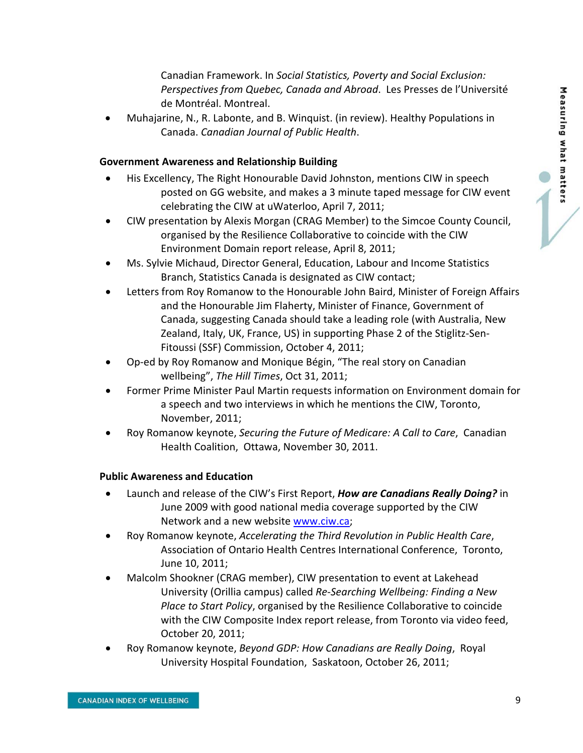Canadian Framework. In *Social Statistics, Poverty and Social Exclusion: Perspectives from Quebec, Canada and Abroad*. Les Presses de l'Université de Montréal. Montreal.

- Muhajarine, N., R. Labonte, and B. Winquist. (in review). Healthy Populations in Canada. *Canadian Journal of Public Health*.

**Government Awareness and Relationship Building**

- His Excellency, The Right Honourable David Johnston, mentions CIW in speech posted on GG website, and makes a 3 minute taped message for CIW event celebrating the CIW at uWaterloo, April 7, 2011;
- CIW presentation by Alexis Morgan (CRAG Member) to the Simcoe County Council, organised by the Resilience Collaborative to coincide with the CIW Environment Domain report release, April 8, 2011;
- Ms. Sylvie Michaud, Director General, Education, Labour and Income Statistics Branch, Statistics Canada is designated as CIW contact;
- Letters from Roy Romanow to the Honourable John Baird, Minister of Foreign Affairs and the Honourable Jim Flaherty, Minister of Finance, Government of Canada, suggesting Canada should take a leading role (with Australia, New Zealand, Italy, UK, France, US) in supporting Phase 2 of the Stiglitz-Sen-Fitoussi (SSF) Commission, October 4, 2011;
- Op-ed by Roy Romanow and Monique Bégin, "The real story on Canadian wellbeing", *The Hill Times*, Oct 31, 2011;
- Former Prime Minister Paul Martin requests information on Environment domain for a speech and two interviews in which he mentions the CIW, Toronto, November, 2011;
- Roy Romanow keynote, *Securing the Future of Medicare: A Call to Care*, Canadian Health Coalition, Ottawa, November 30, 2011.

**Public Awareness and Education**

- Launch and release of the CIW's First Report, ***How are Canadians Really Doing?*** in June 2009 with good national media coverage supported by the CIW Network and a new website www.ciw.ca;
- Roy Romanow keynote, *Accelerating the Third Revolution in Public Health Care*, Association of Ontario Health Centres International Conference, Toronto, June 10, 2011;
- Malcolm Shookner (CRAG member), CIW presentation to event at Lakehead University (Orillia campus) called *Re-Searching Wellbeing: Finding a New Place to Start Policy*, organised by the Resilience Collaborative to coincide with the CIW Composite Index report release, from Toronto via video feed, October 20, 2011;
- Roy Romanow keynote, *Beyond GDP: How Canadians are Really Doing*, Royal University Hospital Foundation, Saskatoon, October 26, 2011;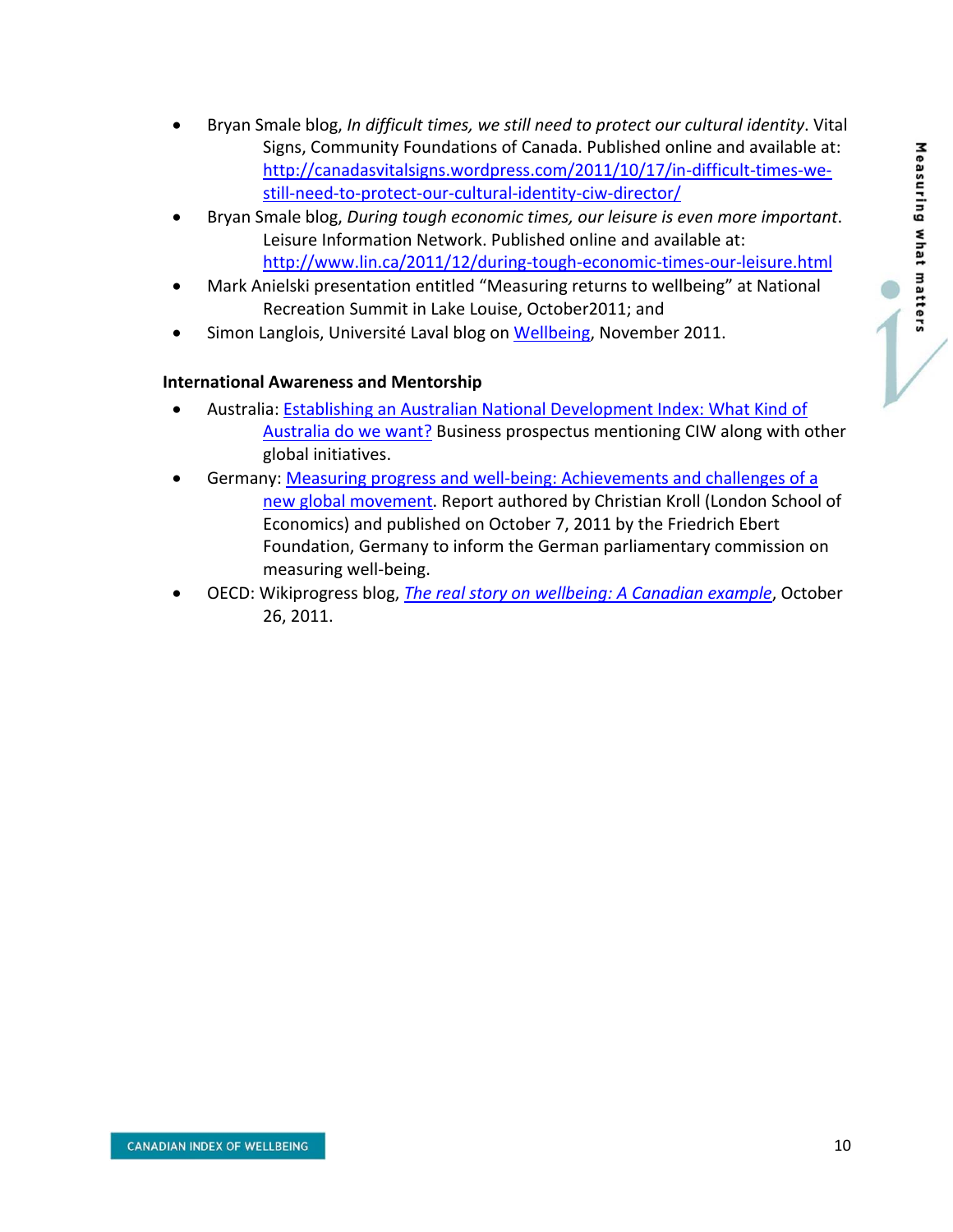- Bryan Smale blog, *In difficult times, we still need to protect our cultural identity*. Vital Signs, Community Foundations of Canada. Published online and available at: [http://canadasvitalsigns.wordpress.com/2011/10/17/in-difficult-times-we-still-need-to-protect-our-cultural-identity-ciw-director/](http://canadasvitalsigns.wordpress.com/2011/10/17/in-difficult-times-we-still-need-to-protect-our-cultural-identity-ciw-director/)
- Bryan Smale blog, *During tough economic times, our leisure is even more important*. Leisure Information Network. Published online and available at: [http://www.lin.ca/2011/12/during-tough-economic-times-our-leisure.html](http://www.lin.ca/2011/12/during-tough-economic-times-our-leisure.html)
- Mark Anielski presentation entitled "Measuring returns to wellbeing" at National Recreation Summit in Lake Louise, October2011; and
- Simon Langlois, Université Laval blog on Wellbeing, November 2011.

**International Awareness and Mentorship**

- Australia: Establishing an Australian National Development Index: What Kind of Australia do we want? Business prospectus mentioning CIW along with other global initiatives.
- Germany: Measuring progress and well-being: Achievements and challenges of a new global movement. Report authored by Christian Kroll (London School of Economics) and published on October 7, 2011 by the Friedrich Ebert Foundation, Germany to inform the German parliamentary commission on measuring well-being.
- OECD: Wikiprogress blog, *The real story on wellbeing: A Canadian example*, October 26, 2011.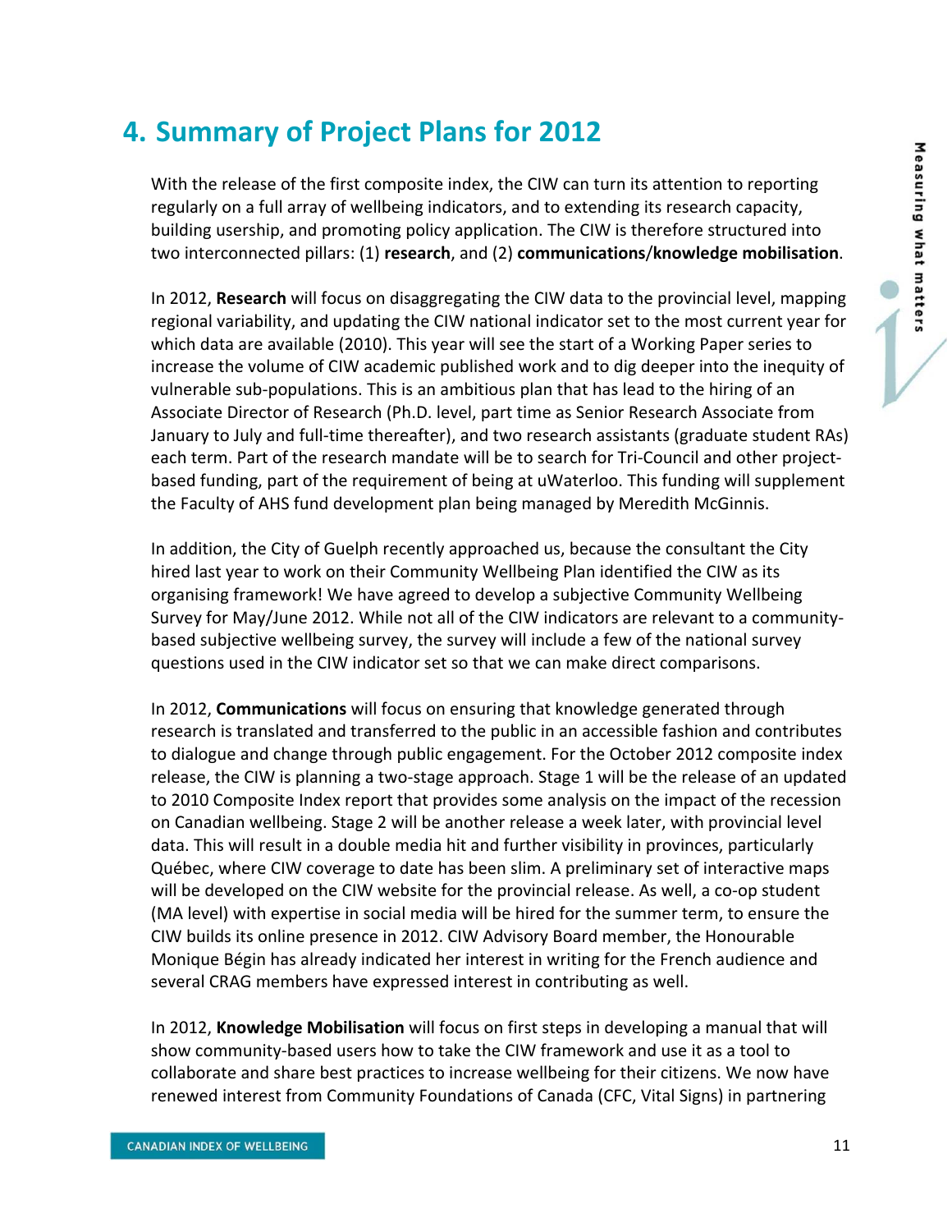# 4. Summary of Project Plans for 2012

With the release of the first composite index, the CIW can turn its attention to reporting regularly on a full array of wellbeing indicators, and to extending its research capacity, building usership, and promoting policy application. The CIW is therefore structured into two interconnected pillars: (1) **research**, and (2) **communications**/**knowledge mobilisation**.

In 2012, **Research** will focus on disaggregating the CIW data to the provincial level, mapping regional variability, and updating the CIW national indicator set to the most current year for which data are available (2010). This year will see the start of a Working Paper series to increase the volume of CIW academic published work and to dig deeper into the inequity of vulnerable sub-populations. This is an ambitious plan that has lead to the hiring of an Associate Director of Research (Ph.D. level, part time as Senior Research Associate from January to July and full-time thereafter), and two research assistants (graduate student RAs) each term. Part of the research mandate will be to search for Tri-Council and other project-based funding, part of the requirement of being at uWaterloo. This funding will supplement the Faculty of AHS fund development plan being managed by Meredith McGinnis.

In addition, the City of Guelph recently approached us, because the consultant the City hired last year to work on their Community Wellbeing Plan identified the CIW as its organising framework! We have agreed to develop a subjective Community Wellbeing Survey for May/June 2012. While not all of the CIW indicators are relevant to a community-based subjective wellbeing survey, the survey will include a few of the national survey questions used in the CIW indicator set so that we can make direct comparisons.

In 2012, **Communications** will focus on ensuring that knowledge generated through research is translated and transferred to the public in an accessible fashion and contributes to dialogue and change through public engagement. For the October 2012 composite index release, the CIW is planning a two-stage approach. Stage 1 will be the release of an updated to 2010 Composite Index report that provides some analysis on the impact of the recession on Canadian wellbeing. Stage 2 will be another release a week later, with provincial level data. This will result in a double media hit and further visibility in provinces, particularly Québec, where CIW coverage to date has been slim. A preliminary set of interactive maps will be developed on the CIW website for the provincial release. As well, a co-op student (MA level) with expertise in social media will be hired for the summer term, to ensure the CIW builds its online presence in 2012. CIW Advisory Board member, the Honourable Monique Bégin has already indicated her interest in writing for the French audience and several CRAG members have expressed interest in contributing as well.

In 2012, **Knowledge Mobilisation** will focus on first steps in developing a manual that will show community-based users how to take the CIW framework and use it as a tool to collaborate and share best practices to increase wellbeing for their citizens. We now have renewed interest from Community Foundations of Canada (CFC, Vital Signs) in partnering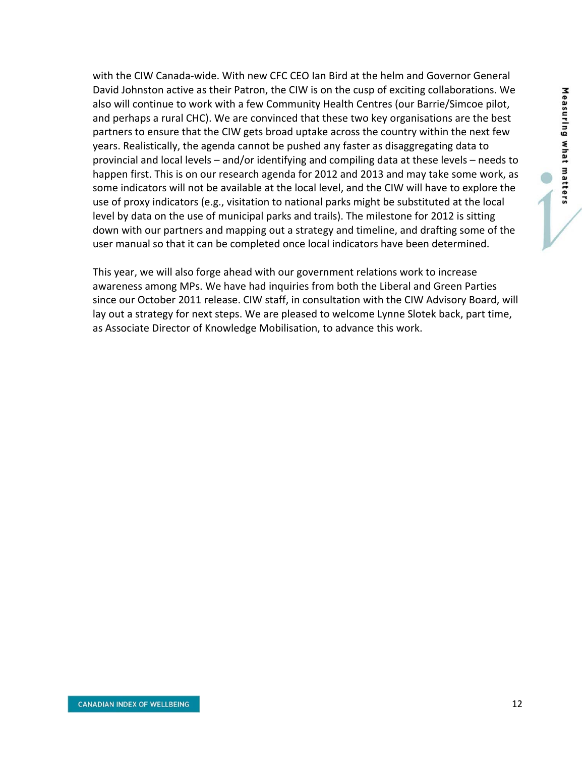with the CIW Canada-wide. With new CFC CEO Ian Bird at the helm and Governor General David Johnston active as their Patron, the CIW is on the cusp of exciting collaborations. We also will continue to work with a few Community Health Centres (our Barrie/Simcoe pilot, and perhaps a rural CHC). We are convinced that these two key organisations are the best partners to ensure that the CIW gets broad uptake across the country within the next few years. Realistically, the agenda cannot be pushed any faster as disaggregating data to provincial and local levels – and/or identifying and compiling data at these levels – needs to happen first. This is on our research agenda for 2012 and 2013 and may take some work, as some indicators will not be available at the local level, and the CIW will have to explore the use of proxy indicators (e.g., visitation to national parks might be substituted at the local level by data on the use of municipal parks and trails). The milestone for 2012 is sitting down with our partners and mapping out a strategy and timeline, and drafting some of the user manual so that it can be completed once local indicators have been determined.

This year, we will also forge ahead with our government relations work to increase awareness among MPs. We have had inquiries from both the Liberal and Green Parties since our October 2011 release. CIW staff, in consultation with the CIW Advisory Board, will lay out a strategy for next steps. We are pleased to welcome Lynne Slotek back, part time, as Associate Director of Knowledge Mobilisation, to advance this work.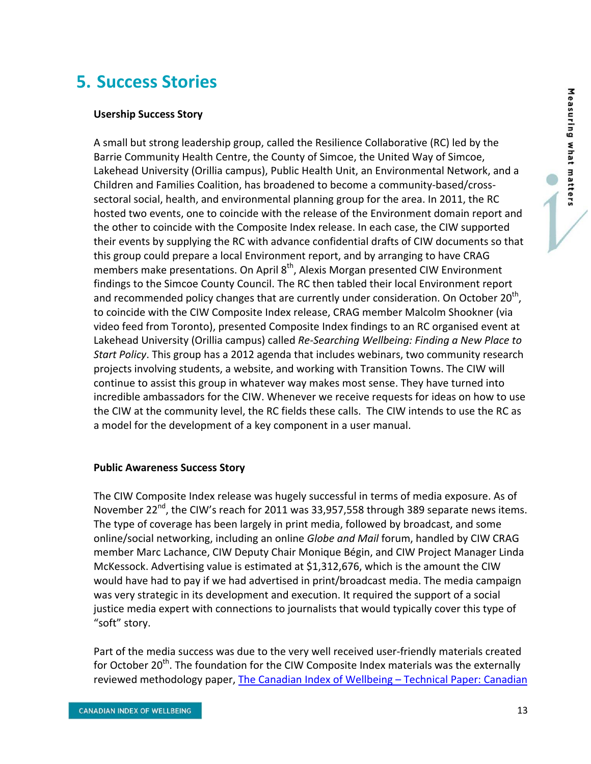# 5. Success Stories

**Usership Success Story**

A small but strong leadership group, called the Resilience Collaborative (RC) led by the Barrie Community Health Centre, the County of Simcoe, the United Way of Simcoe, Lakehead University (Orillia campus), Public Health Unit, an Environmental Network, and a Children and Families Coalition, has broadened to become a community-based/cross-sectoral social, health, and environmental planning group for the area. In 2011, the RC hosted two events, one to coincide with the release of the Environment domain report and the other to coincide with the Composite Index release. In each case, the CIW supported their events by supplying the RC with advance confidential drafts of CIW documents so that this group could prepare a local Environment report, and by arranging to have CRAG members make presentations. On April 8th, Alexis Morgan presented CIW Environment findings to the Simcoe County Council. The RC then tabled their local Environment report and recommended policy changes that are currently under consideration. On October 20th, to coincide with the CIW Composite Index release, CRAG member Malcolm Shookner (via video feed from Toronto), presented Composite Index findings to an RC organised event at Lakehead University (Orillia campus) called *Re-Searching Wellbeing: Finding a New Place to Start Policy*. This group has a 2012 agenda that includes webinars, two community research projects involving students, a website, and working with Transition Towns. The CIW will continue to assist this group in whatever way makes most sense. They have turned into incredible ambassadors for the CIW. Whenever we receive requests for ideas on how to use the CIW at the community level, the RC fields these calls. The CIW intends to use the RC as a model for the development of a key component in a user manual.

**Public Awareness Success Story**

The CIW Composite Index release was hugely successful in terms of media exposure. As of November 22nd, the CIW's reach for 2011 was 33,957,558 through 389 separate news items. The type of coverage has been largely in print media, followed by broadcast, and some online/social networking, including an online *Globe and Mail* forum, handled by CIW CRAG member Marc Lachance, CIW Deputy Chair Monique Bégin, and CIW Project Manager Linda McKessock. Advertising value is estimated at $1,312,676, which is the amount the CIW would have had to pay if we had advertised in print/broadcast media. The media campaign was very strategic in its development and execution. It required the support of a social justice media expert with connections to journalists that would typically cover this type of "soft" story.

Part of the media success was due to the very well received user-friendly materials created for October 20th. The foundation for the CIW Composite Index materials was the externally reviewed methodology paper, The Canadian Index of Wellbeing – Technical Paper: Canadian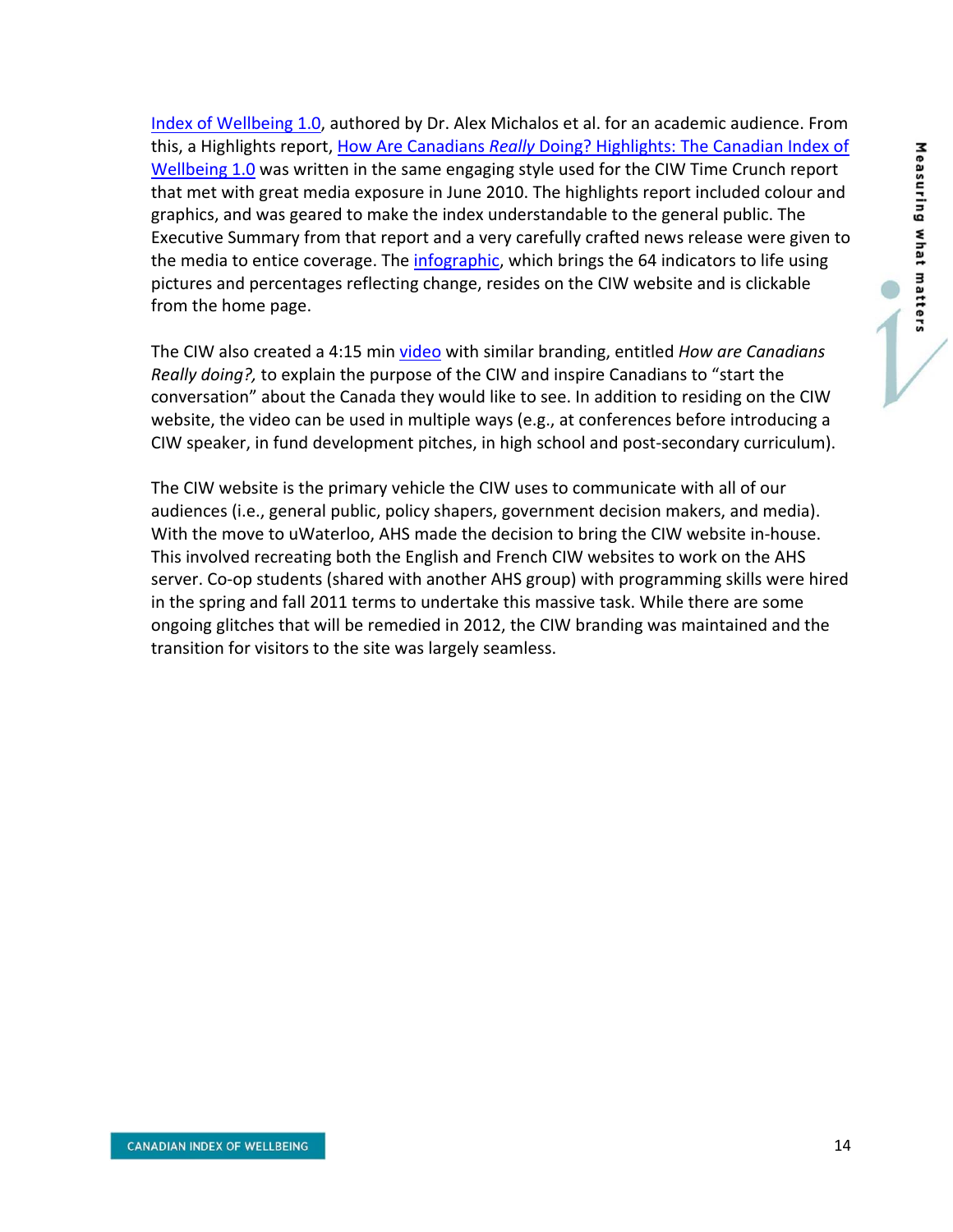Index of Wellbeing 1.0, authored by Dr. Alex Michalos et al. for an academic audience. From this, a Highlights report, How Are Canadians *Really* Doing? Highlights: The Canadian Index of Wellbeing 1.0 was written in the same engaging style used for the CIW Time Crunch report that met with great media exposure in June 2010. The highlights report included colour and graphics, and was geared to make the index understandable to the general public. The Executive Summary from that report and a very carefully crafted news release were given to the media to entice coverage. The infographic, which brings the 64 indicators to life using pictures and percentages reflecting change, resides on the CIW website and is clickable from the home page.

The CIW also created a 4:15 min video with similar branding, entitled *How are Canadians Really doing?,* to explain the purpose of the CIW and inspire Canadians to "start the conversation" about the Canada they would like to see. In addition to residing on the CIW website, the video can be used in multiple ways (e.g., at conferences before introducing a CIW speaker, in fund development pitches, in high school and post-secondary curriculum).

The CIW website is the primary vehicle the CIW uses to communicate with all of our audiences (i.e., general public, policy shapers, government decision makers, and media). With the move to uWaterloo, AHS made the decision to bring the CIW website in-house. This involved recreating both the English and French CIW websites to work on the AHS server. Co-op students (shared with another AHS group) with programming skills were hired in the spring and fall 2011 terms to undertake this massive task. While there are some ongoing glitches that will be remedied in 2012, the CIW branding was maintained and the transition for visitors to the site was largely seamless.